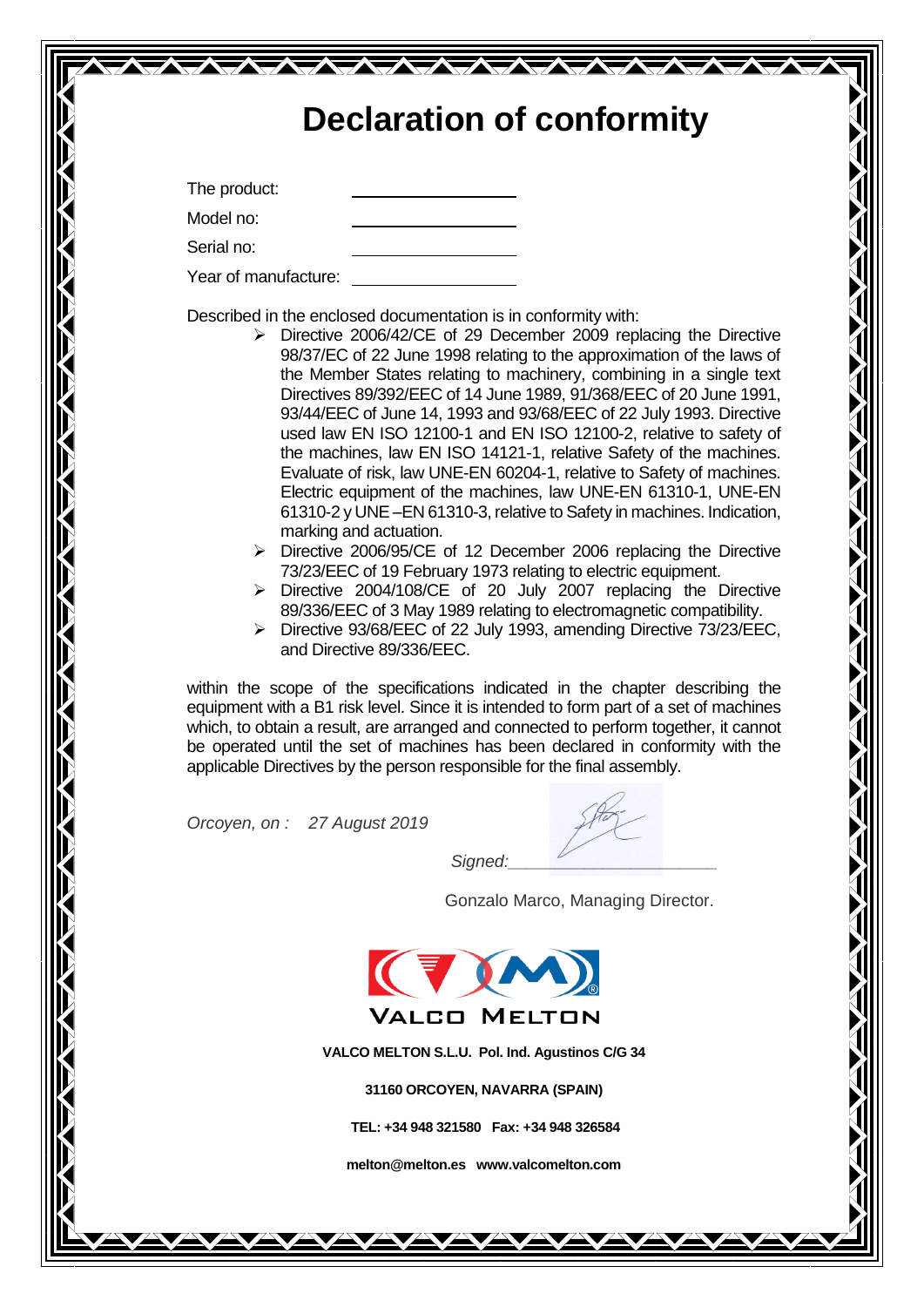# Declaration of conformity

The product: \_\_\_\_\_\_\_\_\_\_\_\_\_\_\_\_

Model no: \_\_\_\_\_\_\_\_\_\_\_\_\_\_\_\_

Serial no: \_\_\_\_\_\_\_\_\_\_\_\_\_\_\_\_

Year of manufacture: \_\_\_\_\_\_\_\_\_\_\_\_\_\_\_\_

Described in the enclosed documentation is in conformity with:

- Directive 2006/42/CE of 29 December 2009 replacing the Directive 98/37/EC of 22 June 1998 relating to the approximation of the laws of the Member States relating to machinery, combining in a single text Directives 89/392/EEC of 14 June 1989, 91/368/EEC of 20 June 1991, 93/44/EEC of June 14, 1993 and 93/68/EEC of 22 July 1993. Directive used law EN ISO 12100-1 and EN ISO 12100-2, relative to safety of the machines, law EN ISO 14121-1, relative Safety of the machines. Evaluate of risk, law UNE-EN 60204-1, relative to Safety of machines. Electric equipment of the machines, law UNE-EN 61310-1, UNE-EN 61310-2 y UNE –EN 61310-3, relative to Safety in machines. Indication, marking and actuation.
- Directive 2006/95/CE of 12 December 2006 replacing the Directive 73/23/EEC of 19 February 1973 relating to electric equipment.
- Directive 2004/108/CE of 20 July 2007 replacing the Directive 89/336/EEC of 3 May 1989 relating to electromagnetic compatibility.
- Directive 93/68/EEC of 22 July 1993, amending Directive 73/23/EEC, and Directive 89/336/EEC.

within the scope of the specifications indicated in the chapter describing the equipment with a B1 risk level. Since it is intended to form part of a set of machines which, to obtain a result, are arranged and connected to perform together, it cannot be operated until the set of machines has been declared in conformity with the applicable Directives by the person responsible for the final assembly.

*Orcoyen, on : 27 August 2019*

*Signed:*\_\_\_\_\_\_\_\_\_\_\_\_\_\_\_\_\_\_\_\_

Gonzalo Marco, Managing Director.

VALCO MELTON

**VALCO MELTON S.L.U. Pol. Ind. Agustinos C/G 34**

**31160 ORCOYEN, NAVARRA (SPAIN)**

**TEL: +34 948 321580 Fax: +34 948 326584**

**melton@melton.es www.valcomelton.com**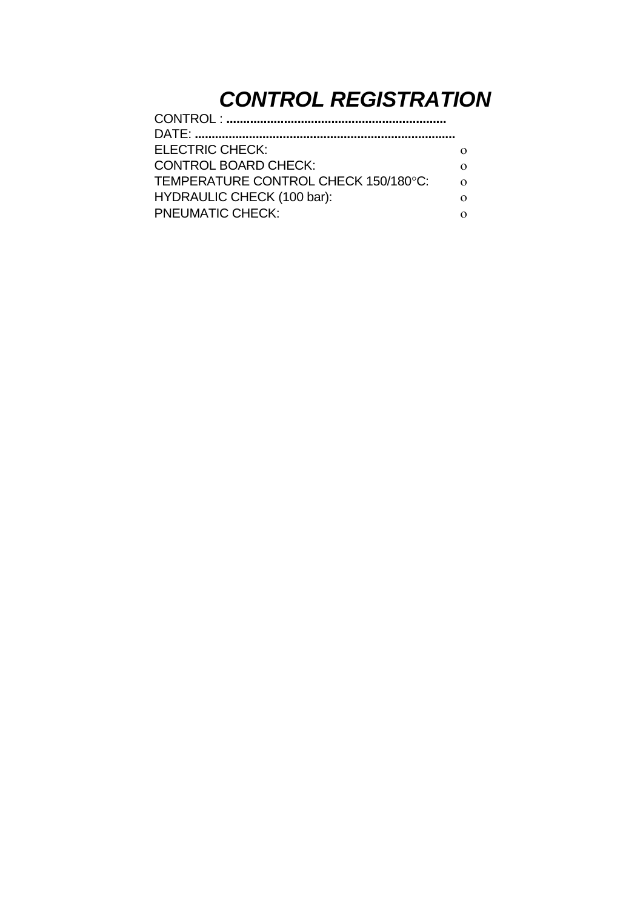# *CONTROL REGISTRATION*

CONTROL : **..................................................................**

DATE: **.............................................................................**

ELECTRIC CHECK: o

CONTROL BOARD CHECK: o

TEMPERATURE CONTROL CHECK 150/180°C: o

HYDRAULIC CHECK (100 bar): o

PNEUMATIC CHECK: o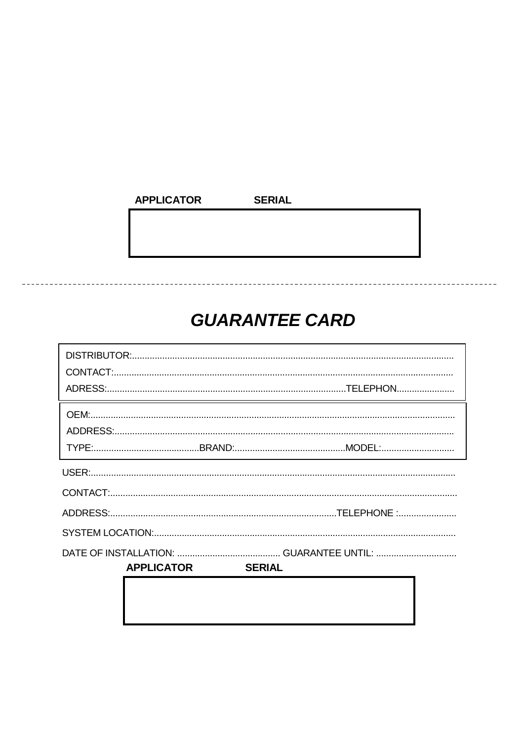**APPLICATOR** **SERIAL**

---

# *GUARANTEE CARD*

DISTRIBUTOR:..............................................................................................................................

CONTACT:....................................................................................................................................

ADRESS:............................................................................................TELEPHON......................

OEM:..............................................................................................................................................

ADDRESS:....................................................................................................................................

TYPE:..........................................BRAND:...........................................MODEL:............................

USER:.............................................................................................................................................

CONTACT:......................................................................................................................................

ADDRESS:........................................................................................TELEPHONE :......................

SYSTEM LOCATION:.....................................................................................................................

DATE OF INSTALLATION: ......................................... GUARANTEE UNTIL: ...............................

**APPLICATOR** **SERIAL**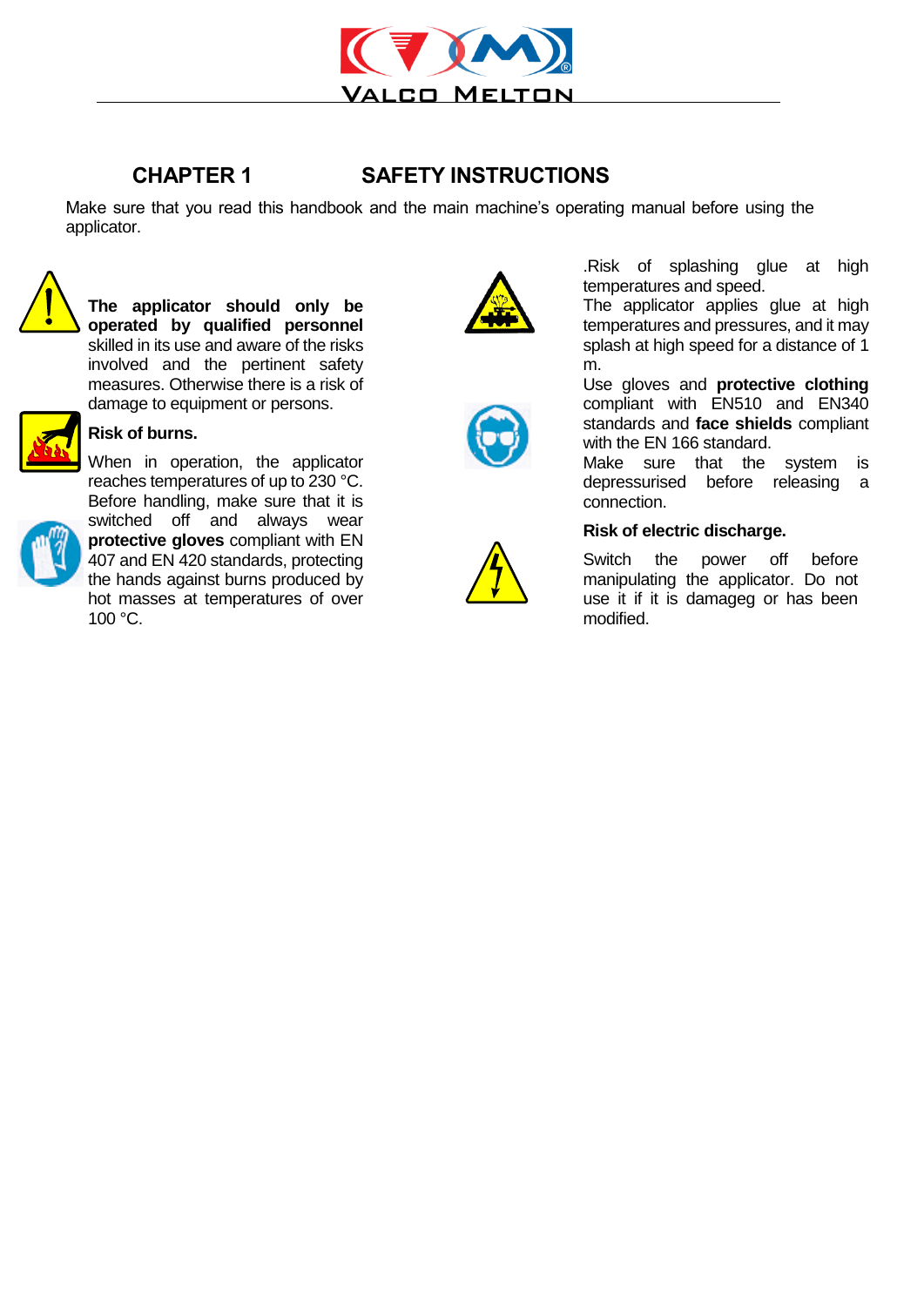# CHAPTER 1 SAFETY INSTRUCTIONS

Make sure that you read this handbook and the main machine's operating manual before using the applicator.

**The applicator should only be operated by qualified personnel** skilled in its use and aware of the risks involved and the pertinent safety measures. Otherwise there is a risk of damage to equipment or persons.

**Risk of burns.**

When in operation, the applicator reaches temperatures of up to 230 °C. Before handling, make sure that it is switched off and always wear **protective gloves** compliant with EN 407 and EN 420 standards, protecting the hands against burns produced by hot masses at temperatures of over 100 °C.

.Risk of splashing glue at high temperatures and speed.

The applicator applies glue at high temperatures and pressures, and it may splash at high speed for a distance of 1 m.

Use gloves and **protective clothing** compliant with EN510 and EN340 standards and **face shields** compliant with the EN 166 standard.

Make sure that the system is depressurised before releasing a connection.

**Risk of electric discharge.**

Switch the power off before manipulating the applicator. Do not use it if it is damageg or has been modified.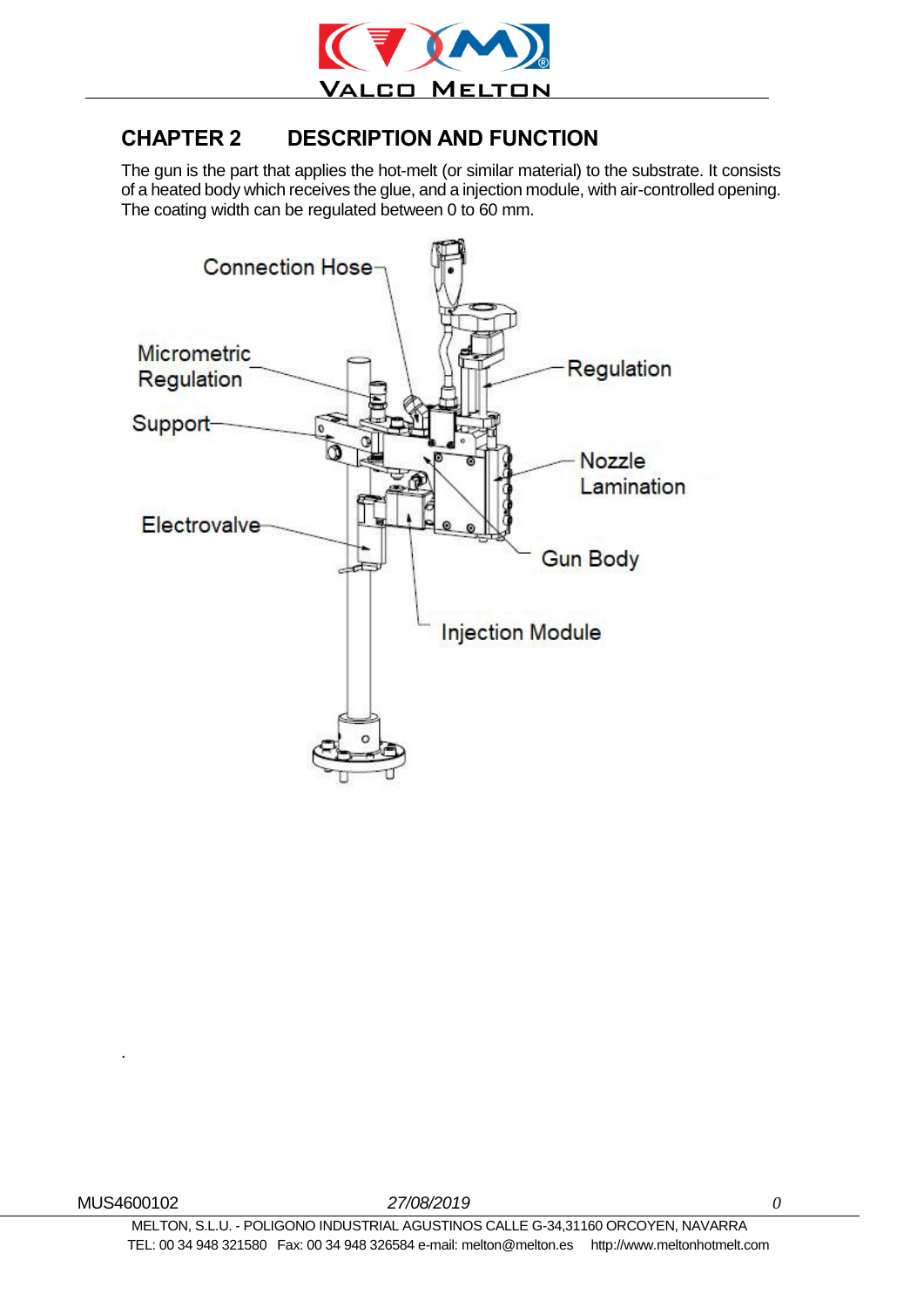## CHAPTER 2 DESCRIPTION AND FUNCTION

The gun is the part that applies the hot-melt (or similar material) to the substrate. It consists of a heated body which receives the glue, and a injection module, with air-controlled opening. The coating width can be regulated between 0 to 60 mm.

Connection Hose

Micrometric Regulation

Support

Electrovalve

Regulation

Nozzle Lamination

Gun Body

Injection Module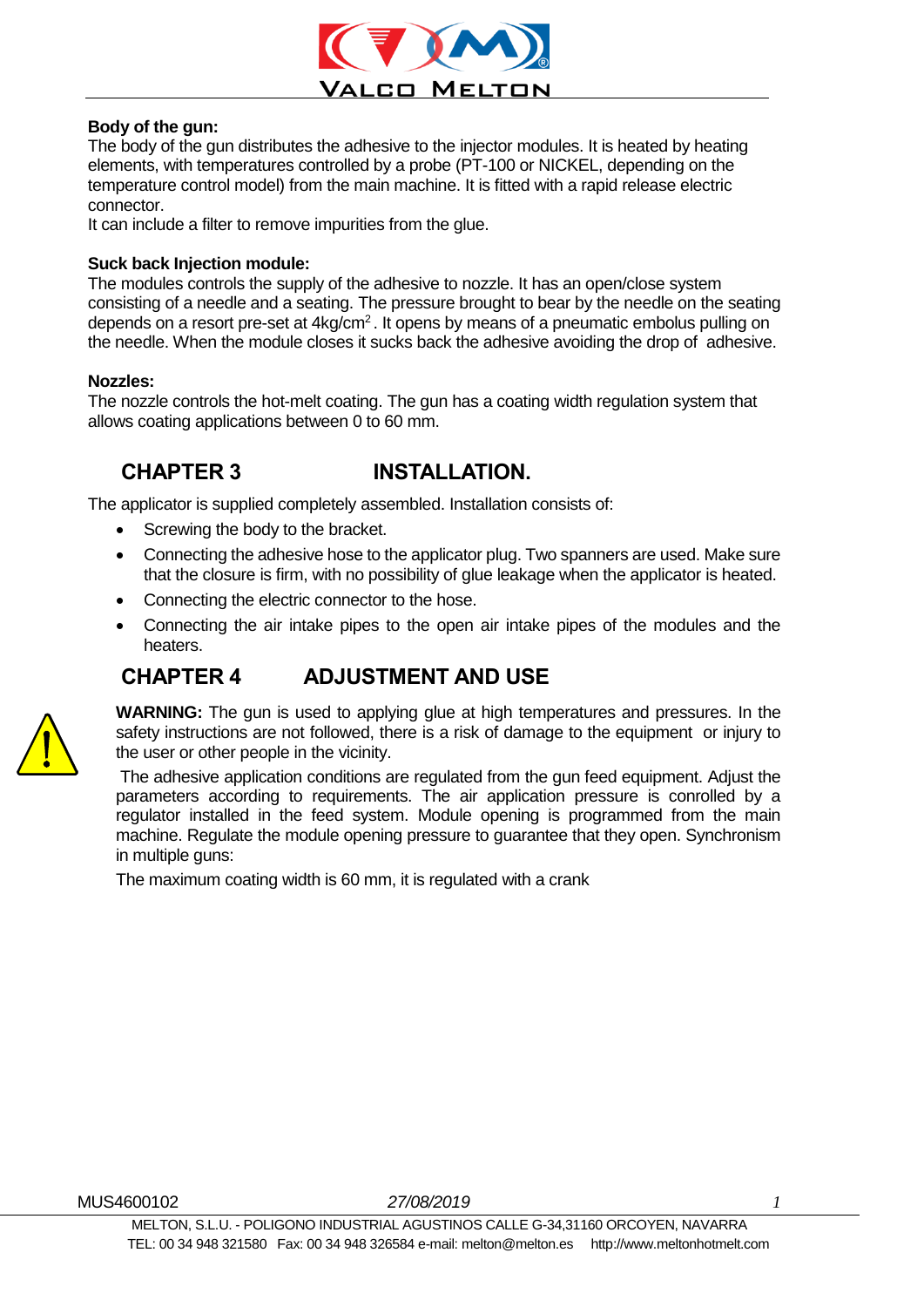**Body of the gun:**

The body of the gun distributes the adhesive to the injector modules. It is heated by heating elements, with temperatures controlled by a probe (PT-100 or NICKEL, depending on the temperature control model) from the main machine. It is fitted with a rapid release electric connector.

It can include a filter to remove impurities from the glue.

**Suck back Injection module:**

The modules controls the supply of the adhesive to nozzle. It has an open/close system consisting of a needle and a seating. The pressure brought to bear by the needle on the seating depends on a resort pre-set at 4kg/cm$^2$. It opens by means of a pneumatic embolus pulling on the needle. When the module closes it sucks back the adhesive avoiding the drop of adhesive.

**Nozzles:**

The nozzle controls the hot-melt coating. The gun has a coating width regulation system that allows coating applications between 0 to 60 mm.

## CHAPTER 3 INSTALLATION.

The applicator is supplied completely assembled. Installation consists of:

- Screwing the body to the bracket.
- Connecting the adhesive hose to the applicator plug. Two spanners are used. Make sure that the closure is firm, with no possibility of glue leakage when the applicator is heated.
- Connecting the electric connector to the hose.
- Connecting the air intake pipes to the open air intake pipes of the modules and the heaters.

## CHAPTER 4 ADJUSTMENT AND USE

**WARNING:** The gun is used to applying glue at high temperatures and pressures. In the safety instructions are not followed, there is a risk of damage to the equipment or injury to the user or other people in the vicinity.

The adhesive application conditions are regulated from the gun feed equipment. Adjust the parameters according to requirements. The air application pressure is conrolled by a regulator installed in the feed system. Module opening is programmed from the main machine. Regulate the module opening pressure to guarantee that they open. Synchronism in multiple guns:

The maximum coating width is 60 mm, it is regulated with a crank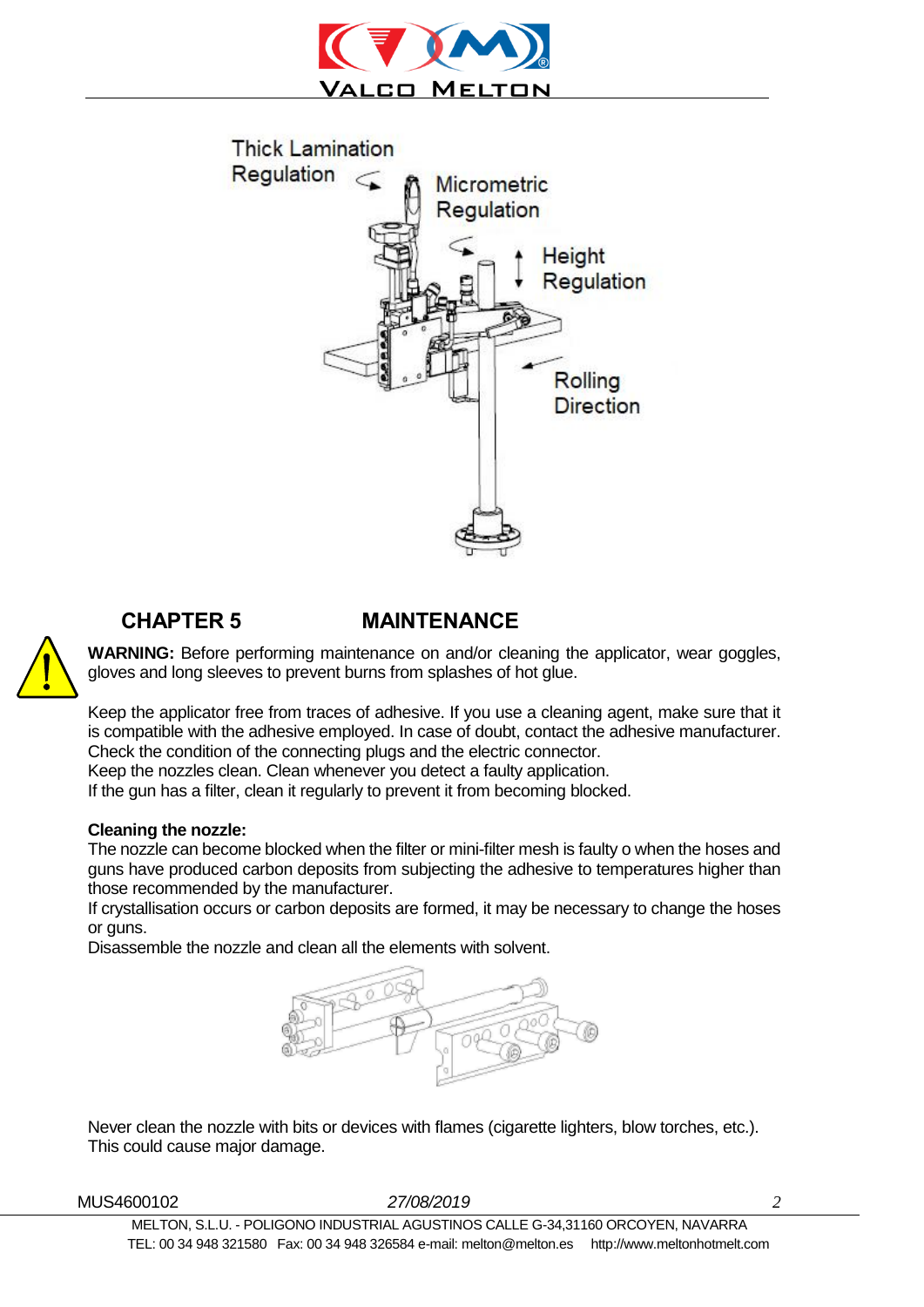Thick Lamination Regulation

Micrometric Regulation

Height Regulation

Rolling Direction

## CHAPTER 5 MAINTENANCE

**WARNING:** Before performing maintenance on and/or cleaning the applicator, wear goggles, gloves and long sleeves to prevent burns from splashes of hot glue.

Keep the applicator free from traces of adhesive. If you use a cleaning agent, make sure that it is compatible with the adhesive employed. In case of doubt, contact the adhesive manufacturer.
Check the condition of the connecting plugs and the electric connector.
Keep the nozzles clean. Clean whenever you detect a faulty application.
If the gun has a filter, clean it regularly to prevent it from becoming blocked.

**Cleaning the nozzle:**
The nozzle can become blocked when the filter or mini-filter mesh is faulty o when the hoses and guns have produced carbon deposits from subjecting the adhesive to temperatures higher than those recommended by the manufacturer.
If crystallisation occurs or carbon deposits are formed, it may be necessary to change the hoses or guns.
Disassemble the nozzle and clean all the elements with solvent.

Never clean the nozzle with bits or devices with flames (cigarette lighters, blow torches, etc.). This could cause major damage.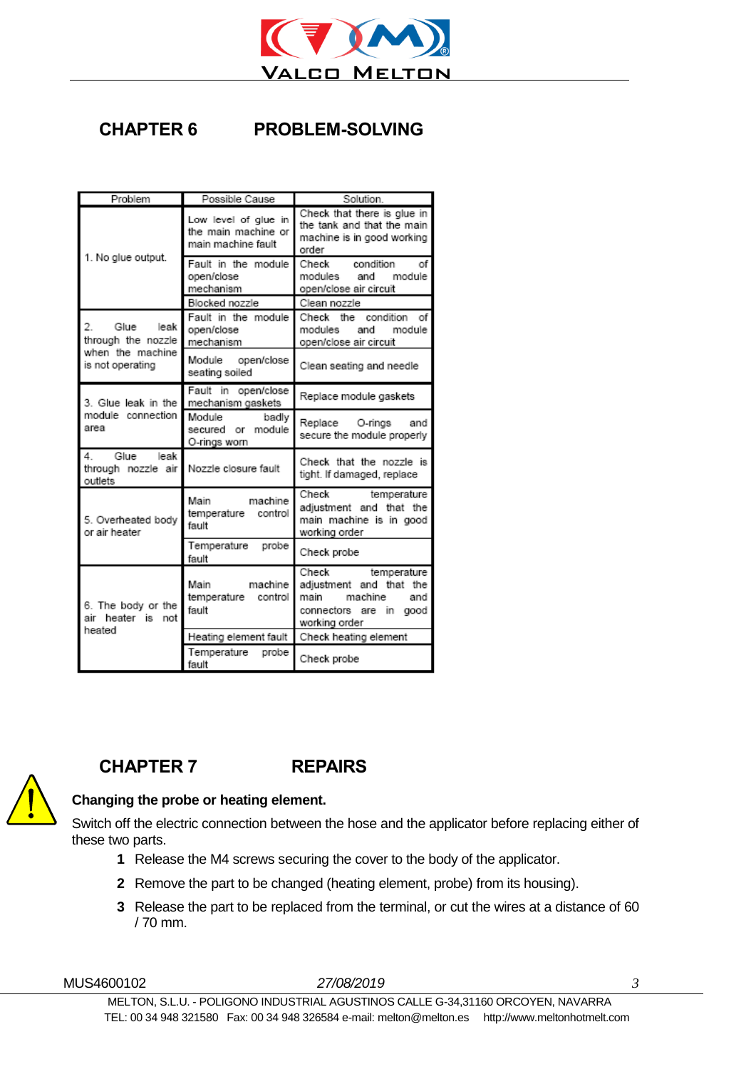# CHAPTER 6 PROBLEM-SOLVING

| Problem | Possible Cause | Solution. |
|---|---|---|
| 1. No glue output. | Low level of glue in the main machine or main machine fault | Check that there is glue in the tank and that the main machine is in good working order |
| | Fault in the module open/close mechanism | Check condition of modules and module open/close air circuit |
| | Blocked nozzle | Clean nozzle |
| 2. Glue leak through the nozzle when the machine is not operating | Fault in the module open/close mechanism | Check the condition of modules and module open/close air circuit |
| | Module open/close seating soiled | Clean seating and needle |
| 3. Glue leak in the module connection area | Fault in open/close mechanism gaskets | Replace module gaskets |
| | Module badly secured or module O-rings worn | Replace O-rings and secure the module properly |
| 4. Glue leak through nozzle air outlets | Nozzle closure fault | Check that the nozzle is tight. If damaged, replace |
| 5. Overheated body or air heater | Main machine temperature control fault | Check temperature adjustment and that the main machine is in good working order |
| | Temperature probe fault | Check probe |
| 6. The body or the air heater is not heated | Main machine temperature control fault | Check temperature adjustment and that the main machine and connectors are in good working order |
| | Heating element fault | Check heating element |
| | Temperature probe fault | Check probe |

# CHAPTER 7 REPAIRS

**Changing the probe or heating element.**

Switch off the electric connection between the hose and the applicator before replacing either of these two parts.

1. Release the M4 screws securing the cover to the body of the applicator.
2. Remove the part to be changed (heating element, probe) from its housing).
3. Release the part to be replaced from the terminal, or cut the wires at a distance of 60 / 70 mm.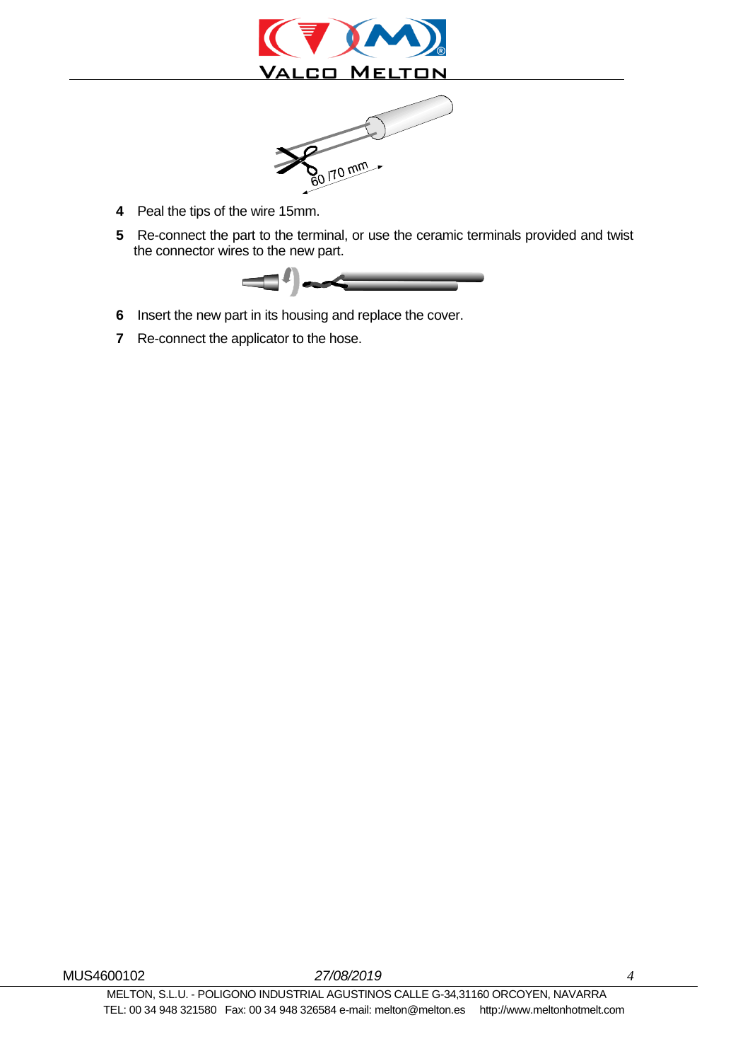60 /70 mm

4 Peal the tips of the wire 15mm.

5 Re-connect the part to the terminal, or use the ceramic terminals provided and twist the connector wires to the new part.

6 Insert the new part in its housing and replace the cover.

7 Re-connect the applicator to the hose.